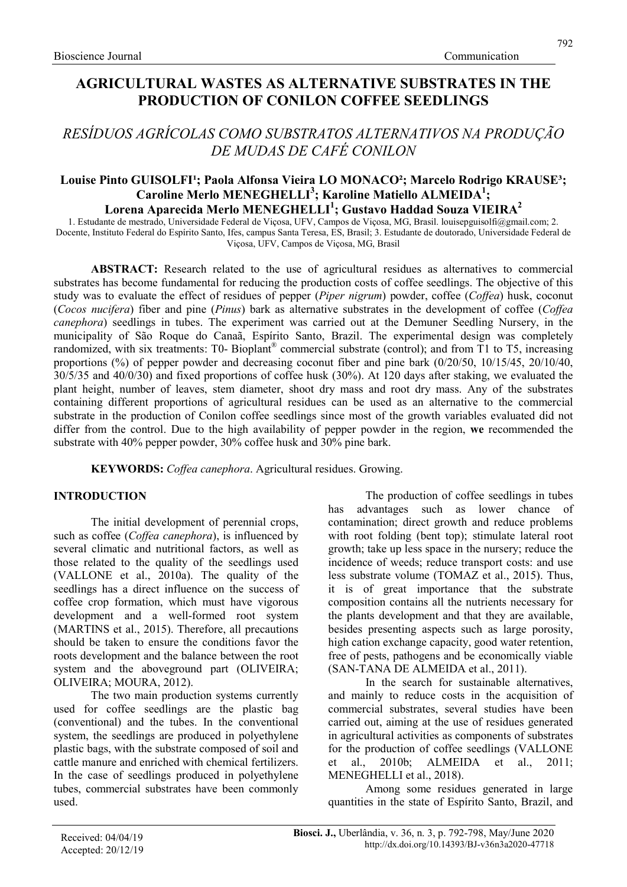Bioscience Journal — Communication

# AGRICULTURAL WASTES AS ALTERNATIVE SUBSTRATES IN THE PRODUCTION OF CONILON COFFEE SEEDLINGS

## *RESÍDUOS AGRÍCOLAS COMO SUBSTRATOS ALTERNATIVOS NA PRODUÇÃO DE MUDAS DE CAFÉ CONILON*

**Louise Pinto GUISOLFI[1]; Paola Alfonsa Vieira LO MONACO[2]; Marcelo Rodrigo KRAUSE[3]; Caroline Merlo MENEGHELLI[3]; Karoline Matiello ALMEIDA[1]; Lorena Aparecida Merlo MENEGHELLI[1]; Gustavo Haddad Souza VIEIRA[2]**

1. Estudante de mestrado, Universidade Federal de Viçosa, UFV, Campos de Viçosa, MG, Brasil. louisepguisolfi@gmail.com; 2. Docente, Instituto Federal do Espírito Santo, Ifes, campus Santa Teresa, ES, Brasil; 3. Estudante de doutorado, Universidade Federal de Viçosa, UFV, Campos de Viçosa, MG, Brasil

**ABSTRACT:** Research related to the use of agricultural residues as alternatives to commercial substrates has become fundamental for reducing the production costs of coffee seedlings. The objective of this study was to evaluate the effect of residues of pepper (*Piper nigrum*) powder, coffee (*Coffea*) husk, coconut (*Cocos nucifera*) fiber and pine (*Pinus*) bark as alternative substrates in the development of coffee (*Coffea canephora*) seedlings in tubes. The experiment was carried out at the Demuner Seedling Nursery, in the municipality of São Roque do Canaã, Espírito Santo, Brazil. The experimental design was completely randomized, with six treatments: T0- Bioplant® commercial substrate (control); and from T1 to T5, increasing proportions (%) of pepper powder and decreasing coconut fiber and pine bark (0/20/50, 10/15/45, 20/10/40, 30/5/35 and 40/0/30) and fixed proportions of coffee husk (30%). At 120 days after staking, we evaluated the plant height, number of leaves, stem diameter, shoot dry mass and root dry mass. Any of the substrates containing different proportions of agricultural residues can be used as an alternative to the commercial substrate in the production of Conilon coffee seedlings since most of the growth variables evaluated did not differ from the control. Due to the high availability of pepper powder in the region, **we** recommended the substrate with 40% pepper powder, 30% coffee husk and 30% pine bark.

**KEYWORDS:** *Coffea canephora*. Agricultural residues. Growing.

## INTRODUCTION

The initial development of perennial crops, such as coffee (*Coffea canephora*), is influenced by several climatic and nutritional factors, as well as those related to the quality of the seedlings used (VALLONE et al., 2010a). The quality of the seedlings has a direct influence on the success of coffee crop formation, which must have vigorous development and a well-formed root system (MARTINS et al., 2015). Therefore, all precautions should be taken to ensure the conditions favor the roots development and the balance between the root system and the aboveground part (OLIVEIRA; OLIVEIRA; MOURA, 2012).

The two main production systems currently used for coffee seedlings are the plastic bag (conventional) and the tubes. In the conventional system, the seedlings are produced in polyethylene plastic bags, with the substrate composed of soil and cattle manure and enriched with chemical fertilizers. In the case of seedlings produced in polyethylene tubes, commercial substrates have been commonly used.

The production of coffee seedlings in tubes has advantages such as lower chance of contamination; direct growth and reduce problems with root folding (bent top); stimulate lateral root growth; take up less space in the nursery; reduce the incidence of weeds; reduce transport costs: and use less substrate volume (TOMAZ et al., 2015). Thus, it is of great importance that the substrate composition contains all the nutrients necessary for the plants development and that they are available, besides presenting aspects such as large porosity, high cation exchange capacity, good water retention, free of pests, pathogens and be economically viable (SAN-TANA DE ALMEIDA et al., 2011).

In the search for sustainable alternatives, and mainly to reduce costs in the acquisition of commercial substrates, several studies have been carried out, aiming at the use of residues generated in agricultural activities as components of substrates for the production of coffee seedlings (VALLONE et al., 2010b; ALMEIDA et al., 2011; MENEGHELLI et al., 2018).

Among some residues generated in large quantities in the state of Espírito Santo, Brazil, and

Received: 04/04/19
Accepted: 20/12/19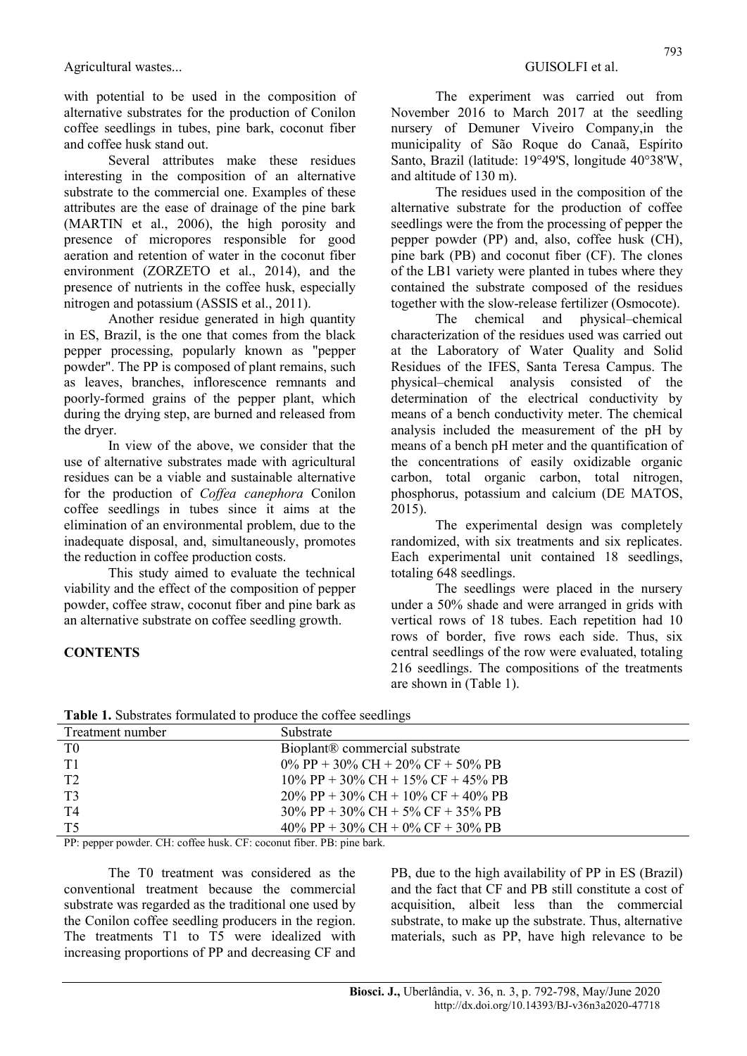with potential to be used in the composition of alternative substrates for the production of Conilon coffee seedlings in tubes, pine bark, coconut fiber and coffee husk stand out.

Several attributes make these residues interesting in the composition of an alternative substrate to the commercial one. Examples of these attributes are the ease of drainage of the pine bark (MARTIN et al., 2006), the high porosity and presence of micropores responsible for good aeration and retention of water in the coconut fiber environment (ZORZETO et al., 2014), and the presence of nutrients in the coffee husk, especially nitrogen and potassium (ASSIS et al., 2011).

Another residue generated in high quantity in ES, Brazil, is the one that comes from the black pepper processing, popularly known as "pepper powder". The PP is composed of plant remains, such as leaves, branches, inflorescence remnants and poorly-formed grains of the pepper plant, which during the drying step, are burned and released from the dryer.

In view of the above, we consider that the use of alternative substrates made with agricultural residues can be a viable and sustainable alternative for the production of *Coffea canephora* Conilon coffee seedlings in tubes since it aims at the elimination of an environmental problem, due to the inadequate disposal, and, simultaneously, promotes the reduction in coffee production costs.

This study aimed to evaluate the technical viability and the effect of the composition of pepper powder, coffee straw, coconut fiber and pine bark as an alternative substrate on coffee seedling growth.

## CONTENTS

The experiment was carried out from November 2016 to March 2017 at the seedling nursery of Demuner Viveiro Company,in the municipality of São Roque do Canaã, Espírito Santo, Brazil (latitude: 19°49'S, longitude 40°38'W, and altitude of 130 m).

The residues used in the composition of the alternative substrate for the production of coffee seedlings were the from the processing of pepper the pepper powder (PP) and, also, coffee husk (CH), pine bark (PB) and coconut fiber (CF). The clones of the LB1 variety were planted in tubes where they contained the substrate composed of the residues together with the slow-release fertilizer (Osmocote).

The chemical and physical–chemical characterization of the residues used was carried out at the Laboratory of Water Quality and Solid Residues of the IFES, Santa Teresa Campus. The physical–chemical analysis consisted of the determination of the electrical conductivity by means of a bench conductivity meter. The chemical analysis included the measurement of the pH by means of a bench pH meter and the quantification of the concentrations of easily oxidizable organic carbon, total organic carbon, total nitrogen, phosphorus, potassium and calcium (DE MATOS, 2015).

The experimental design was completely randomized, with six treatments and six replicates. Each experimental unit contained 18 seedlings, totaling 648 seedlings.

The seedlings were placed in the nursery under a 50% shade and were arranged in grids with vertical rows of 18 tubes. Each repetition had 10 rows of border, five rows each side. Thus, six central seedlings of the row were evaluated, totaling 216 seedlings. The compositions of the treatments are shown in (Table 1).

**Table 1.** Substrates formulated to produce the coffee seedlings

| Treatment number | Substrate |
|---|---|
| T0 | Bioplant® commercial substrate |
| T1 | 0% PP + 30% CH + 20% CF + 50% PB |
| T2 | 10% PP + 30% CH + 15% CF + 45% PB |
| T3 | 20% PP + 30% CH + 10% CF + 40% PB |
| T4 | 30% PP + 30% CH + 5% CF + 35% PB |
| T5 | 40% PP + 30% CH + 0% CF + 30% PB |

PP: pepper powder. CH: coffee husk. CF: coconut fiber. PB: pine bark.

The T0 treatment was considered as the conventional treatment because the commercial substrate was regarded as the traditional one used by the Conilon coffee seedling producers in the region. The treatments T1 to T5 were idealized with increasing proportions of PP and decreasing CF and PB, due to the high availability of PP in ES (Brazil) and the fact that CF and PB still constitute a cost of acquisition, albeit less than the commercial substrate, to make up the substrate. Thus, alternative materials, such as PP, have high relevance to be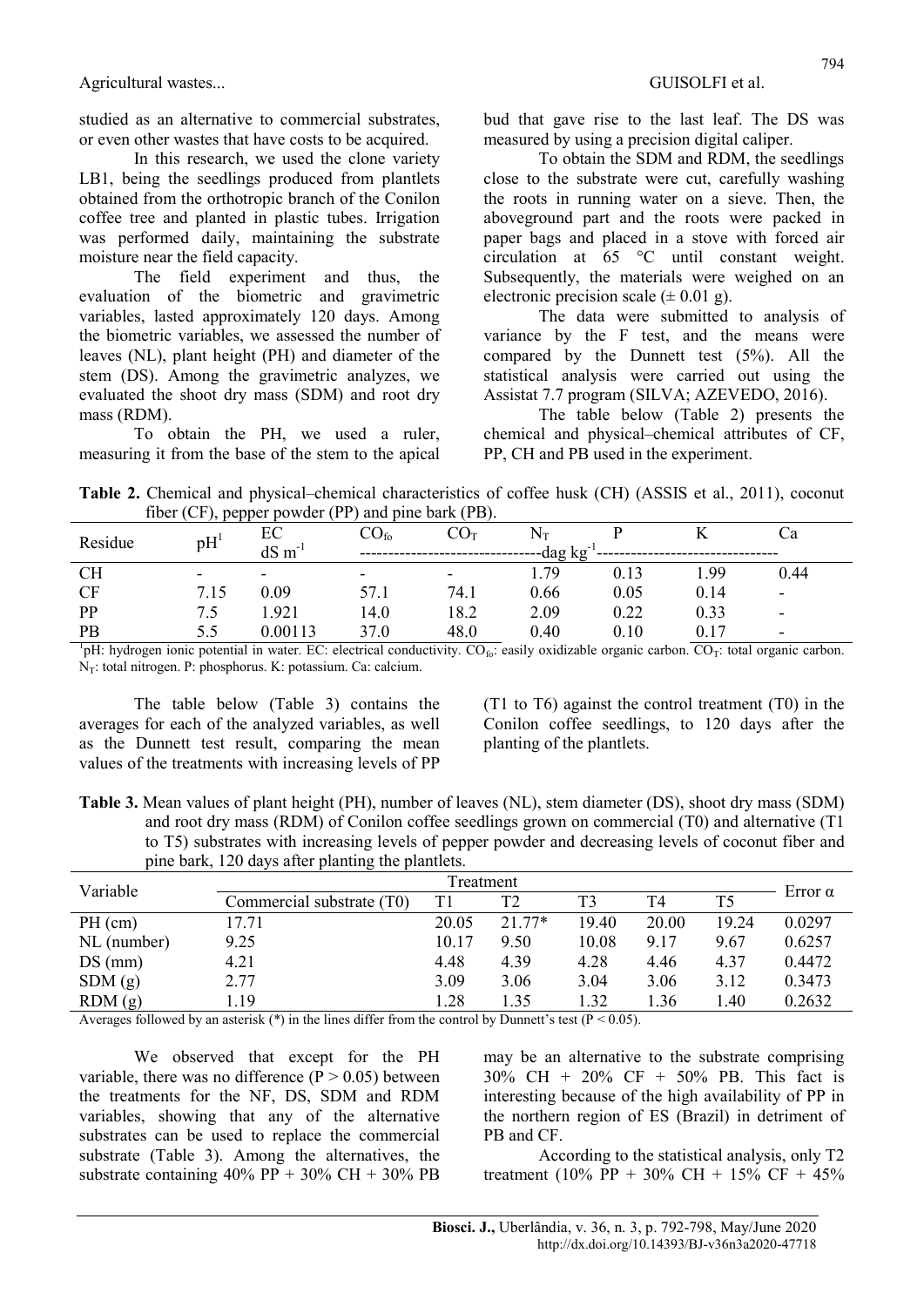studied as an alternative to commercial substrates, or even other wastes that have costs to be acquired.

In this research, we used the clone variety LB1, being the seedlings produced from plantlets obtained from the orthotropic branch of the Conilon coffee tree and planted in plastic tubes. Irrigation was performed daily, maintaining the substrate moisture near the field capacity.

The field experiment and thus, the evaluation of the biometric and gravimetric variables, lasted approximately 120 days. Among the biometric variables, we assessed the number of leaves (NL), plant height (PH) and diameter of the stem (DS). Among the gravimetric analyzes, we evaluated the shoot dry mass (SDM) and root dry mass (RDM).

To obtain the PH, we used a ruler, measuring it from the base of the stem to the apical bud that gave rise to the last leaf. The DS was measured by using a precision digital caliper.

To obtain the SDM and RDM, the seedlings close to the substrate were cut, carefully washing the roots in running water on a sieve. Then, the aboveground part and the roots were packed in paper bags and placed in a stove with forced air circulation at 65 °C until constant weight. Subsequently, the materials were weighed on an electronic precision scale (± 0.01 g).

The data were submitted to analysis of variance by the F test, and the means were compared by the Dunnett test (5%). All the statistical analysis were carried out using the Assistat 7.7 program (SILVA; AZEVEDO, 2016).

The table below (Table 2) presents the chemical and physical–chemical attributes of CF, PP, CH and PB used in the experiment.

**Table 2.** Chemical and physical–chemical characteristics of coffee husk (CH) (ASSIS et al., 2011), coconut fiber (CF), pepper powder (PP) and pine bark (PB).

| Residue | pH[1] | EC | $CO_{fo}$ | $CO_T$ | $N_T$ | P | K | Ca |
|---|---|---|---|---|---|---|---|---|
| | | $dS\ m^{-1}$ | $dag\ kg^{-1}$ | | | | | |
| CH | - | - | - | - | 1.79 | 0.13 | 1.99 | 0.44 |
| CF | 7.15 | 0.09 | 57.1 | 74.1 | 0.66 | 0.05 | 0.14 | - |
| PP | 7.5 | 1.921 | 14.0 | 18.2 | 2.09 | 0.22 | 0.33 | - |
| PB | 5.5 | 0.00113 | 37.0 | 48.0 | 0.40 | 0.10 | 0.17 | - |

[1]pH: hydrogen ionic potential in water. EC: electrical conductivity. $CO_{fo}$: easily oxidizable organic carbon. $CO_T$: total organic carbon. $N_T$: total nitrogen. P: phosphorus. K: potassium. Ca: calcium.

The table below (Table 3) contains the averages for each of the analyzed variables, as well as the Dunnett test result, comparing the mean values of the treatments with increasing levels of PP (T1 to T6) against the control treatment (T0) in the Conilon coffee seedlings, to 120 days after the planting of the plantlets.

**Table 3.** Mean values of plant height (PH), number of leaves (NL), stem diameter (DS), shoot dry mass (SDM) and root dry mass (RDM) of Conilon coffee seedlings grown on commercial (T0) and alternative (T1 to T5) substrates with increasing levels of pepper powder and decreasing levels of coconut fiber and pine bark, 120 days after planting the plantlets.

| Variable | Treatment | | | | | | Error α |
|---|---|---|---|---|---|---|---|
| | Commercial substrate (T0) | T1 | T2 | T3 | T4 | T5 | |
| PH (cm) | 17.71 | 20.05 | 21.77* | 19.40 | 20.00 | 19.24 | 0.0297 |
| NL (number) | 9.25 | 10.17 | 9.50 | 10.08 | 9.17 | 9.67 | 0.6257 |
| DS (mm) | 4.21 | 4.48 | 4.39 | 4.28 | 4.46 | 4.37 | 0.4472 |
| SDM (g) | 2.77 | 3.09 | 3.06 | 3.04 | 3.06 | 3.12 | 0.3473 |
| RDM (g) | 1.19 | 1.28 | 1.35 | 1.32 | 1.36 | 1.40 | 0.2632 |

Averages followed by an asterisk (*) in the lines differ from the control by Dunnett's test ($P < 0.05$).

We observed that except for the PH variable, there was no difference ($P > 0.05$) between the treatments for the NF, DS, SDM and RDM variables, showing that any of the alternative substrates can be used to replace the commercial substrate (Table 3). Among the alternatives, the substrate containing 40% PP + 30% CH + 30% PB may be an alternative to the substrate comprising 30% CH + 20% CF + 50% PB. This fact is interesting because of the high availability of PP in the northern region of ES (Brazil) in detriment of PB and CF.

According to the statistical analysis, only T2 treatment (10% PP + 30% CH + 15% CF + 45%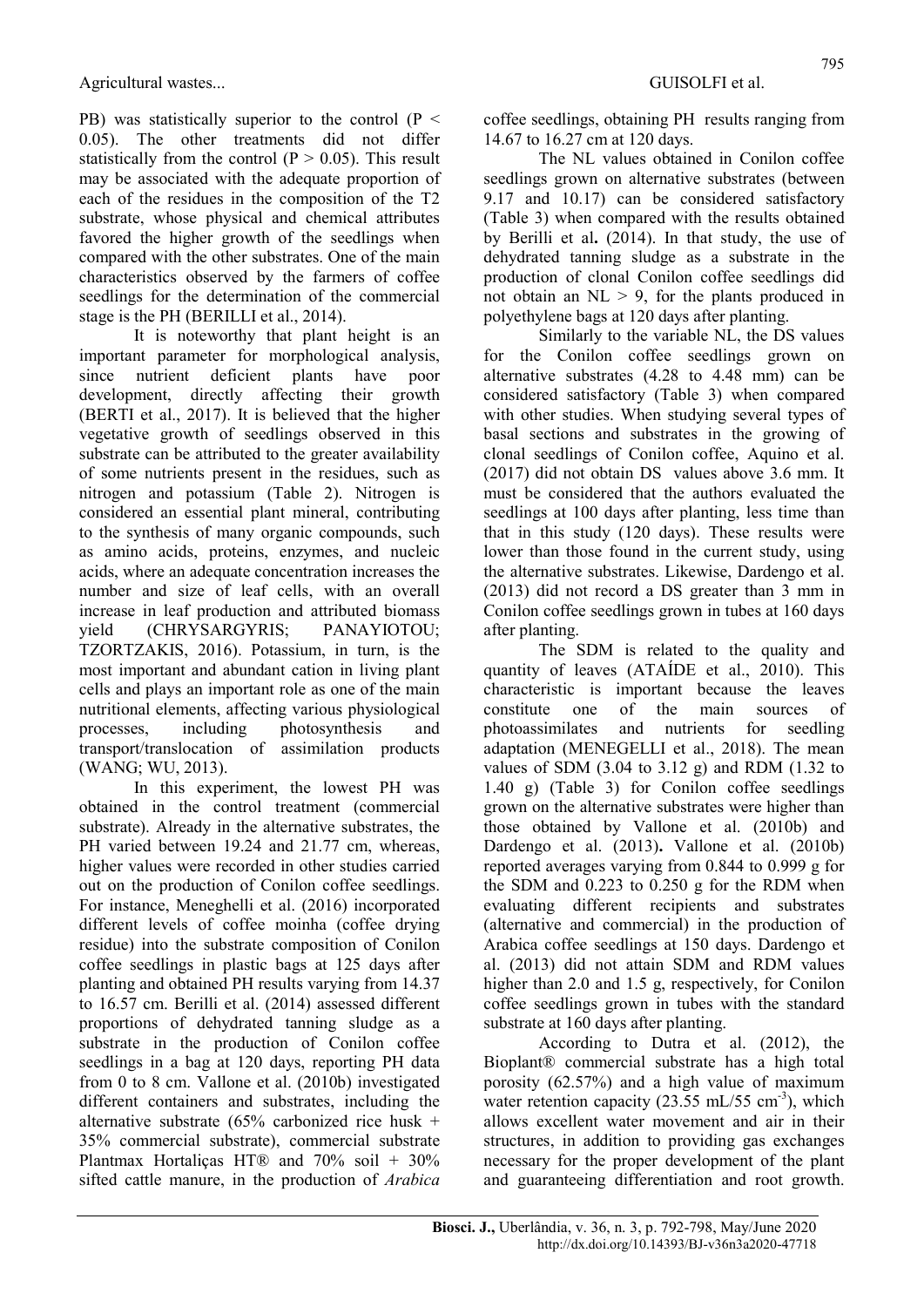PB) was statistically superior to the control ($P < 0.05$). The other treatments did not differ statistically from the control ($P > 0.05$). This result may be associated with the adequate proportion of each of the residues in the composition of the T2 substrate, whose physical and chemical attributes favored the higher growth of the seedlings when compared with the other substrates. One of the main characteristics observed by the farmers of coffee seedlings for the determination of the commercial stage is the PH (BERILLI et al., 2014).

It is noteworthy that plant height is an important parameter for morphological analysis, since nutrient deficient plants have poor development, directly affecting their growth (BERTI et al., 2017). It is believed that the higher vegetative growth of seedlings observed in this substrate can be attributed to the greater availability of some nutrients present in the residues, such as nitrogen and potassium (Table 2). Nitrogen is considered an essential plant mineral, contributing to the synthesis of many organic compounds, such as amino acids, proteins, enzymes, and nucleic acids, where an adequate concentration increases the number and size of leaf cells, with an overall increase in leaf production and attributed biomass yield (CHRYSARGYRIS; PANAYIOTOU; TZORTZAKIS, 2016). Potassium, in turn, is the most important and abundant cation in living plant cells and plays an important role as one of the main nutritional elements, affecting various physiological processes, including photosynthesis and transport/translocation of assimilation products (WANG; WU, 2013).

In this experiment, the lowest PH was obtained in the control treatment (commercial substrate). Already in the alternative substrates, the PH varied between 19.24 and 21.77 cm, whereas, higher values were recorded in other studies carried out on the production of Conilon coffee seedlings. For instance, Meneghelli et al. (2016) incorporated different levels of coffee moinha (coffee drying residue) into the substrate composition of Conilon coffee seedlings in plastic bags at 125 days after planting and obtained PH results varying from 14.37 to 16.57 cm. Berilli et al. (2014) assessed different proportions of dehydrated tanning sludge as a substrate in the production of Conilon coffee seedlings in a bag at 120 days, reporting PH data from 0 to 8 cm. Vallone et al. (2010b) investigated different containers and substrates, including the alternative substrate (65% carbonized rice husk + 35% commercial substrate), commercial substrate Plantmax Hortaliças HT® and 70% soil + 30% sifted cattle manure, in the production of *Arabica* coffee seedlings, obtaining PH results ranging from 14.67 to 16.27 cm at 120 days.

The NL values obtained in Conilon coffee seedlings grown on alternative substrates (between 9.17 and 10.17) can be considered satisfactory (Table 3) when compared with the results obtained by Berilli et al**.** (2014). In that study, the use of dehydrated tanning sludge as a substrate in the production of clonal Conilon coffee seedlings did not obtain an NL > 9, for the plants produced in polyethylene bags at 120 days after planting.

Similarly to the variable NL, the DS values for the Conilon coffee seedlings grown on alternative substrates (4.28 to 4.48 mm) can be considered satisfactory (Table 3) when compared with other studies. When studying several types of basal sections and substrates in the growing of clonal seedlings of Conilon coffee, Aquino et al. (2017) did not obtain DS values above 3.6 mm. It must be considered that the authors evaluated the seedlings at 100 days after planting, less time than that in this study (120 days). These results were lower than those found in the current study, using the alternative substrates. Likewise, Dardengo et al. (2013) did not record a DS greater than 3 mm in Conilon coffee seedlings grown in tubes at 160 days after planting.

The SDM is related to the quality and quantity of leaves (ATAÍDE et al., 2010). This characteristic is important because the leaves constitute one of the main sources of photoassimilates and nutrients for seedling adaptation (MENEGELLI et al., 2018). The mean values of SDM (3.04 to 3.12 g) and RDM (1.32 to 1.40 g) (Table 3) for Conilon coffee seedlings grown on the alternative substrates were higher than those obtained by Vallone et al. (2010b) and Dardengo et al. (2013)**.** Vallone et al. (2010b) reported averages varying from 0.844 to 0.999 g for the SDM and 0.223 to 0.250 g for the RDM when evaluating different recipients and substrates (alternative and commercial) in the production of Arabica coffee seedlings at 150 days. Dardengo et al. (2013) did not attain SDM and RDM values higher than 2.0 and 1.5 g, respectively, for Conilon coffee seedlings grown in tubes with the standard substrate at 160 days after planting.

According to Dutra et al. (2012), the Bioplant® commercial substrate has a high total porosity (62.57%) and a high value of maximum water retention capacity (23.55 mL/55 $cm^{-3}$), which allows excellent water movement and air in their structures, in addition to providing gas exchanges necessary for the proper development of the plant and guaranteeing differentiation and root growth.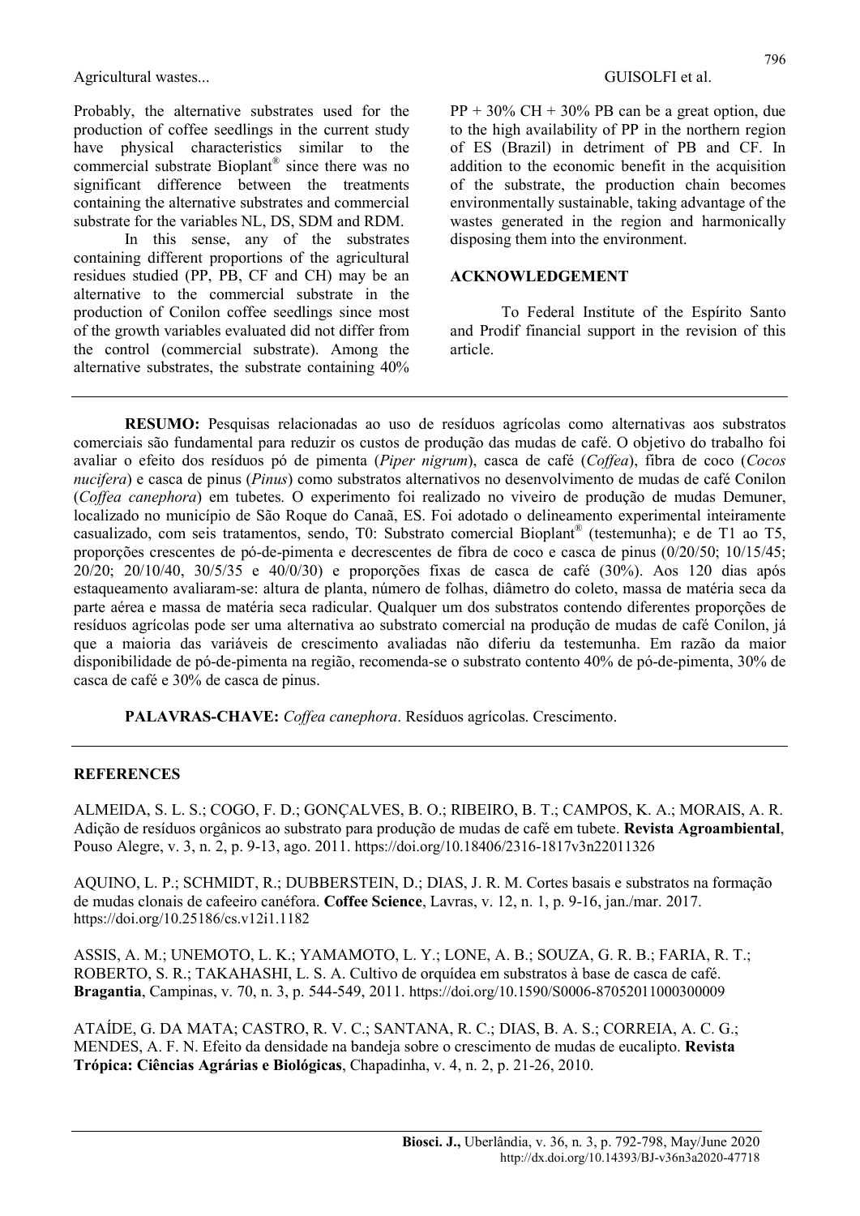Probably, the alternative substrates used for the production of coffee seedlings in the current study have physical characteristics similar to the commercial substrate Bioplant® since there was no significant difference between the treatments containing the alternative substrates and commercial substrate for the variables NL, DS, SDM and RDM.

In this sense, any of the substrates containing different proportions of the agricultural residues studied (PP, PB, CF and CH) may be an alternative to the commercial substrate in the production of Conilon coffee seedlings since most of the growth variables evaluated did not differ from the control (commercial substrate). Among the alternative substrates, the substrate containing 40% PP + 30% CH + 30% PB can be a great option, due to the high availability of PP in the northern region of ES (Brazil) in detriment of PB and CF. In addition to the economic benefit in the acquisition of the substrate, the production chain becomes environmentally sustainable, taking advantage of the wastes generated in the region and harmonically disposing them into the environment.

## ACKNOWLEDGEMENT

To Federal Institute of the Espírito Santo and Prodif financial support in the revision of this article.

---

**RESUMO:** Pesquisas relacionadas ao uso de resíduos agrícolas como alternativas aos substratos comerciais são fundamental para reduzir os custos de produção das mudas de café. O objetivo do trabalho foi avaliar o efeito dos resíduos pó de pimenta (*Piper nigrum*), casca de café (*Coffea*), fibra de coco (*Cocos nucifera*) e casca de pinus (*Pinus*) como substratos alternativos no desenvolvimento de mudas de café Conilon (*Coffea canephora*) em tubetes. O experimento foi realizado no viveiro de produção de mudas Demuner, localizado no município de São Roque do Canaã, ES. Foi adotado o delineamento experimental inteiramente casualizado, com seis tratamentos, sendo, T0: Substrato comercial Bioplant® (testemunha); e de T1 ao T5, proporções crescentes de pó-de-pimenta e decrescentes de fibra de coco e casca de pinus (0/20/50; 10/15/45; 20/20; 20/10/40, 30/5/35 e 40/0/30) e proporções fixas de casca de café (30%). Aos 120 dias após estaqueamento avaliaram-se: altura de planta, número de folhas, diâmetro do coleto, massa de matéria seca da parte aérea e massa de matéria seca radicular. Qualquer um dos substratos contendo diferentes proporções de resíduos agrícolas pode ser uma alternativa ao substrato comercial na produção de mudas de café Conilon, já que a maioria das variáveis de crescimento avaliadas não diferiu da testemunha. Em razão da maior disponibilidade de pó-de-pimenta na região, recomenda-se o substrato contento 40% de pó-de-pimenta, 30% de casca de café e 30% de casca de pinus.

**PALAVRAS-CHAVE:** *Coffea canephora*. Resíduos agrícolas. Crescimento.

---

## REFERENCES

ALMEIDA, S. L. S.; COGO, F. D.; GONÇALVES, B. O.; RIBEIRO, B. T.; CAMPOS, K. A.; MORAIS, A. R. Adição de resíduos orgânicos ao substrato para produção de mudas de café em tubete. **Revista Agroambiental**, Pouso Alegre, v. 3, n. 2, p. 9-13, ago. 2011. https://doi.org/10.18406/2316-1817v3n22011326

AQUINO, L. P.; SCHMIDT, R.; DUBBERSTEIN, D.; DIAS, J. R. M. Cortes basais e substratos na formação de mudas clonais de cafeeiro canéfora. **Coffee Science**, Lavras, v. 12, n. 1, p. 9-16, jan./mar. 2017. https://doi.org/10.25186/cs.v12i1.1182

ASSIS, A. M.; UNEMOTO, L. K.; YAMAMOTO, L. Y.; LONE, A. B.; SOUZA, G. R. B.; FARIA, R. T.; ROBERTO, S. R.; TAKAHASHI, L. S. A. Cultivo de orquídea em substratos à base de casca de café. **Bragantia**, Campinas, v. 70, n. 3, p. 544-549, 2011. https://doi.org/10.1590/S0006-87052011000300009

ATAÍDE, G. DA MATA; CASTRO, R. V. C.; SANTANA, R. C.; DIAS, B. A. S.; CORREIA, A. C. G.; MENDES, A. F. N. Efeito da densidade na bandeja sobre o crescimento de mudas de eucalipto. **Revista Trópica: Ciências Agrárias e Biológicas**, Chapadinha, v. 4, n. 2, p. 21-26, 2010.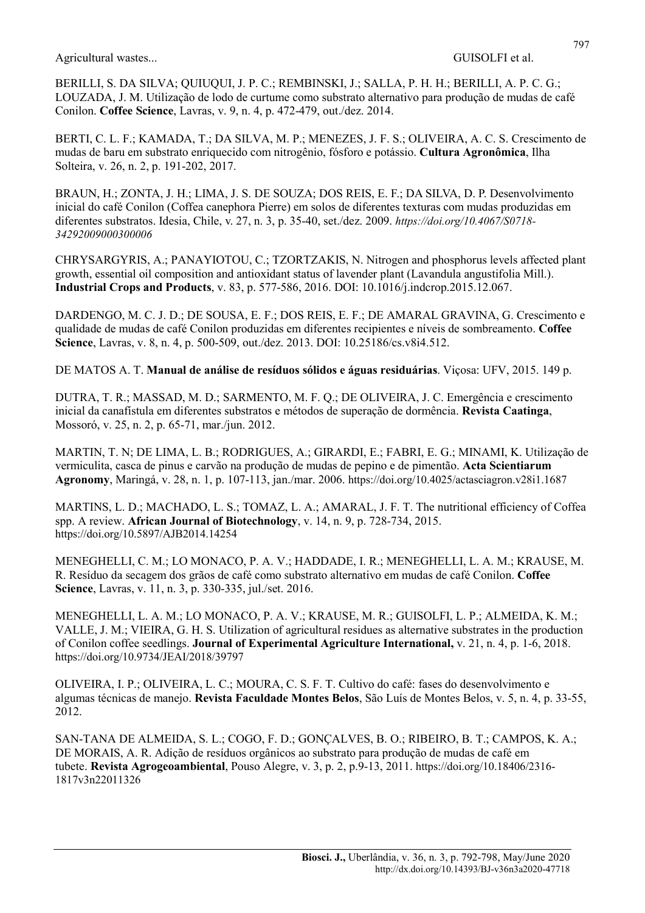BERILLI, S. DA SILVA; QUIUQUI, J. P. C.; REMBINSKI, J.; SALLA, P. H. H.; BERILLI, A. P. C. G.; LOUZADA, J. M. Utilização de lodo de curtume como substrato alternativo para produção de mudas de café Conilon. **Coffee Science**, Lavras, v. 9, n. 4, p. 472-479, out./dez. 2014.

BERTI, C. L. F.; KAMADA, T.; DA SILVA, M. P.; MENEZES, J. F. S.; OLIVEIRA, A. C. S. Crescimento de mudas de baru em substrato enriquecido com nitrogênio, fósforo e potássio. **Cultura Agronômica**, Ilha Solteira, v. 26, n. 2, p. 191-202, 2017.

BRAUN, H.; ZONTA, J. H.; LIMA, J. S. DE SOUZA; DOS REIS, E. F.; DA SILVA, D. P. Desenvolvimento inicial do café Conilon (Coffea canephora Pierre) em solos de diferentes texturas com mudas produzidas em diferentes substratos. Idesia, Chile, v. 27, n. 3, p. 35-40, set./dez. 2009. *https://doi.org/10.4067/S0718-34292009000300006*

CHRYSARGYRIS, A.; PANAYIOTOU, C.; TZORTZAKIS, N. Nitrogen and phosphorus levels affected plant growth, essential oil composition and antioxidant status of lavender plant (Lavandula angustifolia Mill.). **Industrial Crops and Products**, v. 83, p. 577-586, 2016. DOI: 10.1016/j.indcrop.2015.12.067.

DARDENGO, M. C. J. D.; DE SOUSA, E. F.; DOS REIS, E. F.; DE AMARAL GRAVINA, G. Crescimento e qualidade de mudas de café Conilon produzidas em diferentes recipientes e níveis de sombreamento. **Coffee Science**, Lavras, v. 8, n. 4, p. 500-509, out./dez. 2013. DOI: 10.25186/cs.v8i4.512.

DE MATOS A. T. **Manual de análise de resíduos sólidos e águas residuárias**. Viçosa: UFV, 2015. 149 p.

DUTRA, T. R.; MASSAD, M. D.; SARMENTO, M. F. Q.; DE OLIVEIRA, J. C. Emergência e crescimento inicial da canafístula em diferentes substratos e métodos de superação de dormência. **Revista Caatinga**, Mossoró, v. 25, n. 2, p. 65-71, mar./jun. 2012.

MARTIN, T. N; DE LIMA, L. B.; RODRIGUES, A.; GIRARDI, E.; FABRI, E. G.; MINAMI, K. Utilização de vermiculita, casca de pinus e carvão na produção de mudas de pepino e de pimentão. **Acta Scientiarum Agronomy**, Maringá, v. 28, n. 1, p. 107-113, jan./mar. 2006. https://doi.org/10.4025/actasciagron.v28i1.1687

MARTINS, L. D.; MACHADO, L. S.; TOMAZ, L. A.; AMARAL, J. F. T. The nutritional efficiency of Coffea spp. A review. **African Journal of Biotechnology**, v. 14, n. 9, p. 728-734, 2015. https://doi.org/10.5897/AJB2014.14254

MENEGHELLI, C. M.; LO MONACO, P. A. V.; HADDADE, I. R.; MENEGHELLI, L. A. M.; KRAUSE, M. R. Resíduo da secagem dos grãos de café como substrato alternativo em mudas de café Conilon. **Coffee Science**, Lavras, v. 11, n. 3, p. 330-335, jul./set. 2016.

MENEGHELLI, L. A. M.; LO MONACO, P. A. V.; KRAUSE, M. R.; GUISOLFI, L. P.; ALMEIDA, K. M.; VALLE, J. M.; VIEIRA, G. H. S. Utilization of agricultural residues as alternative substrates in the production of Conilon coffee seedlings. **Journal of Experimental Agriculture International,** v. 21, n. 4, p. 1-6, 2018. https://doi.org/10.9734/JEAI/2018/39797

OLIVEIRA, I. P.; OLIVEIRA, L. C.; MOURA, C. S. F. T. Cultivo do café: fases do desenvolvimento e algumas técnicas de manejo. **Revista Faculdade Montes Belos**, São Luís de Montes Belos, v. 5, n. 4, p. 33-55, 2012.

SAN-TANA DE ALMEIDA, S. L.; COGO, F. D.; GONÇALVES, B. O.; RIBEIRO, B. T.; CAMPOS, K. A.; DE MORAIS, A. R. Adição de resíduos orgânicos ao substrato para produção de mudas de café em tubete. **Revista Agrogeoambiental**, Pouso Alegre, v. 3, p. 2, p.9-13, 2011. https://doi.org/10.18406/2316-1817v3n22011326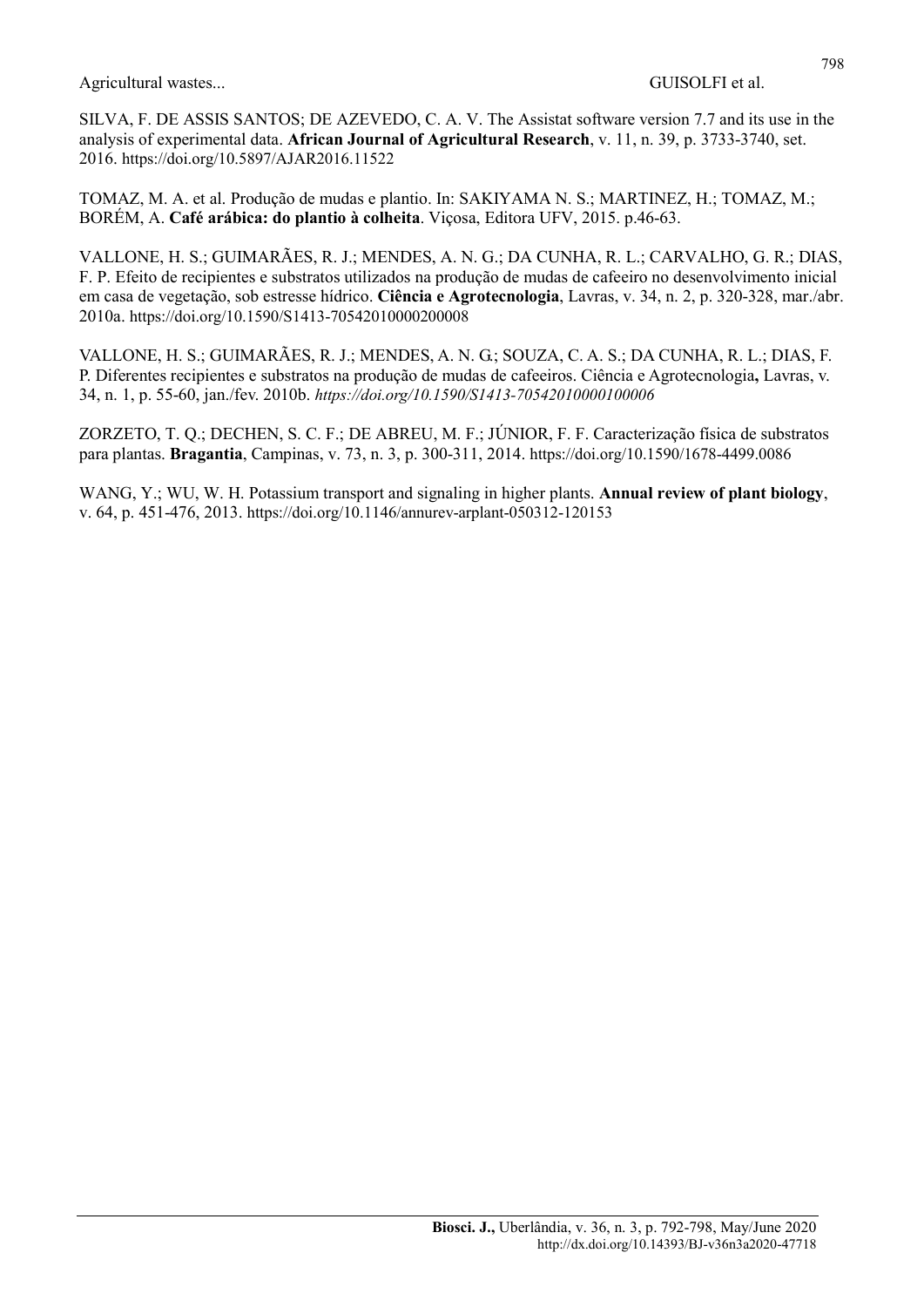SILVA, F. DE ASSIS SANTOS; DE AZEVEDO, C. A. V. The Assistat software version 7.7 and its use in the analysis of experimental data. **African Journal of Agricultural Research**, v. 11, n. 39, p. 3733-3740, set. 2016. https://doi.org/10.5897/AJAR2016.11522

TOMAZ, M. A. et al. Produção de mudas e plantio. In: SAKIYAMA N. S.; MARTINEZ, H.; TOMAZ, M.; BORÉM, A. **Café arábica: do plantio à colheita**. Viçosa, Editora UFV, 2015. p.46-63.

VALLONE, H. S.; GUIMARÃES, R. J.; MENDES, A. N. G.; DA CUNHA, R. L.; CARVALHO, G. R.; DIAS, F. P. Efeito de recipientes e substratos utilizados na produção de mudas de cafeeiro no desenvolvimento inicial em casa de vegetação, sob estresse hídrico. **Ciência e Agrotecnologia**, Lavras, v. 34, n. 2, p. 320-328, mar./abr. 2010a. https://doi.org/10.1590/S1413-70542010000200008

VALLONE, H. S.; GUIMARÃES, R. J.; MENDES, A. N. G.; SOUZA, C. A. S.; DA CUNHA, R. L.; DIAS, F. P. Diferentes recipientes e substratos na produção de mudas de cafeeiros. Ciência e Agrotecnologia**,** Lavras, v. 34, n. 1, p. 55-60, jan./fev. 2010b. *https://doi.org/10.1590/S1413-70542010000100006*

ZORZETO, T. Q.; DECHEN, S. C. F.; DE ABREU, M. F.; JÚNIOR, F. F. Caracterização física de substratos para plantas. **Bragantia**, Campinas, v. 73, n. 3, p. 300-311, 2014. https://doi.org/10.1590/1678-4499.0086

WANG, Y.; WU, W. H. Potassium transport and signaling in higher plants. **Annual review of plant biology**, v. 64, p. 451-476, 2013. https://doi.org/10.1146/annurev-arplant-050312-120153